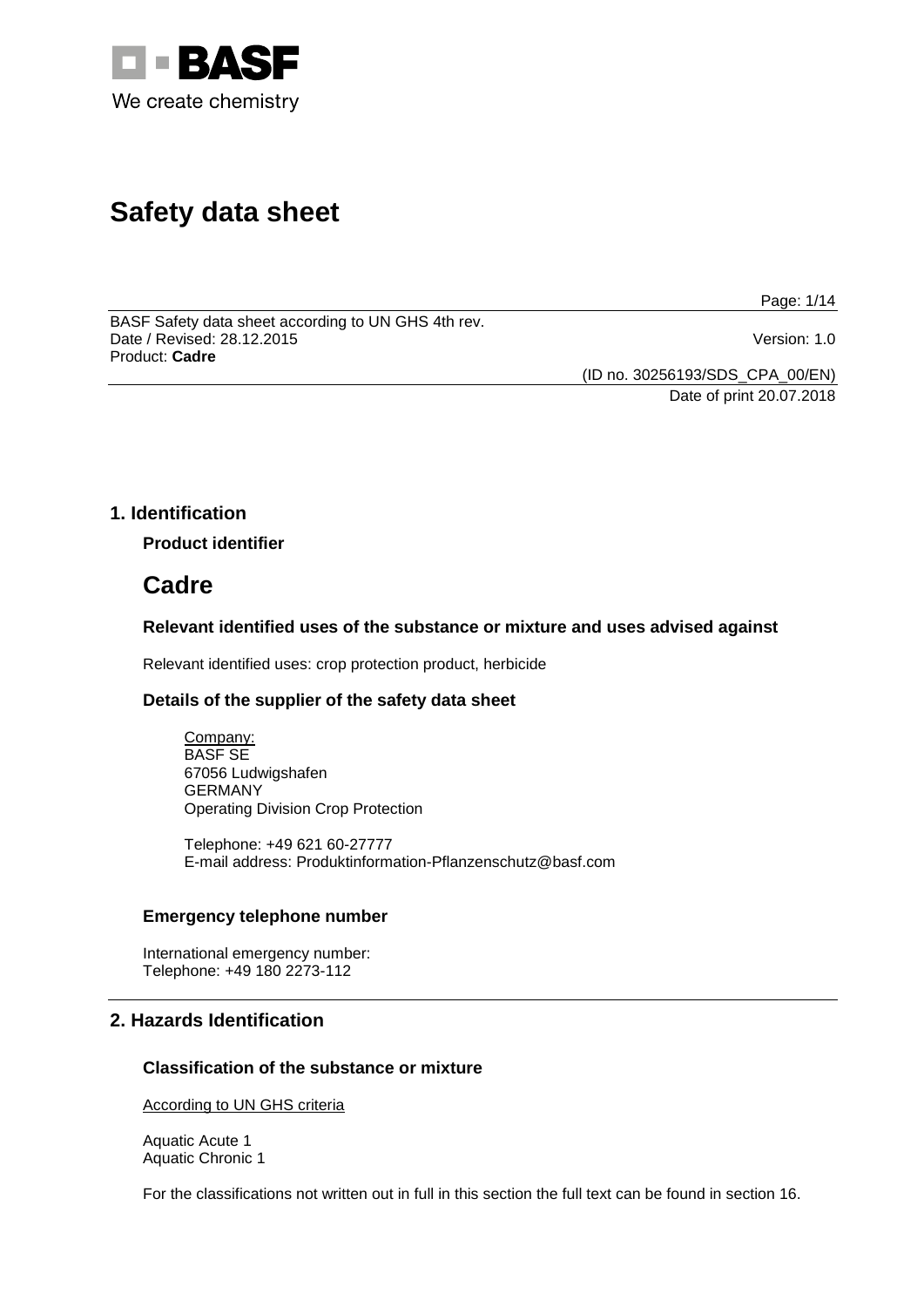# Safety data sheet

BASF Safety data sheet according to UN GHS 4th rev.
Date / Revised: 28.12.2015 Version: 1.0
Product: **Cadre**

(ID no. 30256193/SDS_CPA_00/EN)
Date of print 20.07.2018

## 1. Identification

### Product identifier

# Cadre

### Relevant identified uses of the substance or mixture and uses advised against

Relevant identified uses: crop protection product, herbicide

### Details of the supplier of the safety data sheet

Company:
BASF SE
67056 Ludwigshafen
GERMANY
Operating Division Crop Protection

Telephone: +49 621 60-27777
E-mail address: Produktinformation-Pflanzenschutz@basf.com

### Emergency telephone number

International emergency number:
Telephone: +49 180 2273-112

## 2. Hazards Identification

### Classification of the substance or mixture

According to UN GHS criteria

Aquatic Acute 1
Aquatic Chronic 1

For the classifications not written out in full in this section the full text can be found in section 16.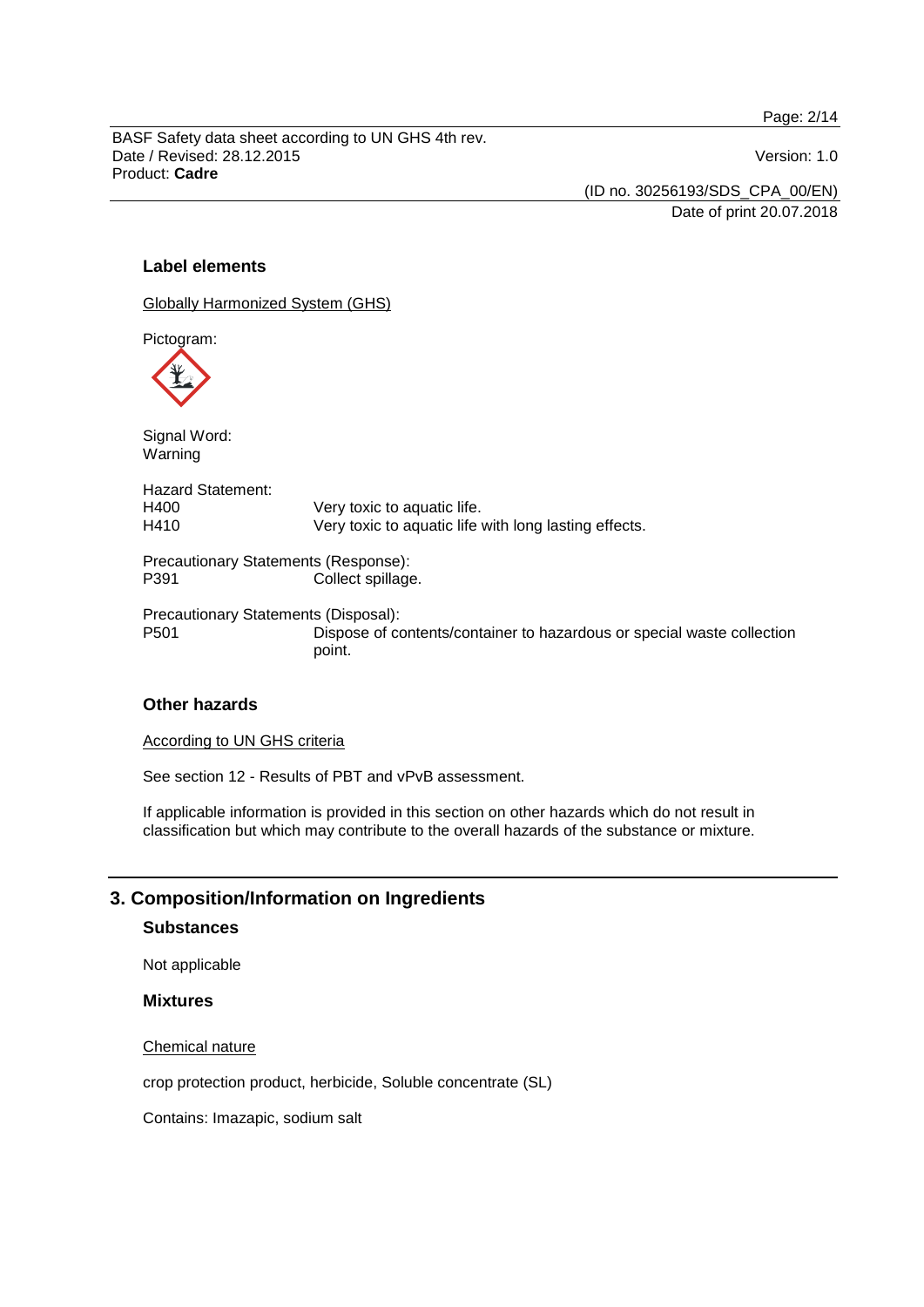### Label elements

Globally Harmonized System (GHS)

Pictogram:

Signal Word:
Warning

Hazard Statement:

| | |
|---|---|
| H400 | Very toxic to aquatic life. |
| H410 | Very toxic to aquatic life with long lasting effects. |

Precautionary Statements (Response):

| | |
|---|---|
| P391 | Collect spillage. |

Precautionary Statements (Disposal):

| | |
|---|---|
| P501 | Dispose of contents/container to hazardous or special waste collection point. |

### Other hazards

According to UN GHS criteria

See section 12 - Results of PBT and vPvB assessment.

If applicable information is provided in this section on other hazards which do not result in classification but which may contribute to the overall hazards of the substance or mixture.

## 3. Composition/Information on Ingredients

### Substances

Not applicable

### Mixtures

Chemical nature

crop protection product, herbicide, Soluble concentrate (SL)

Contains: Imazapic, sodium salt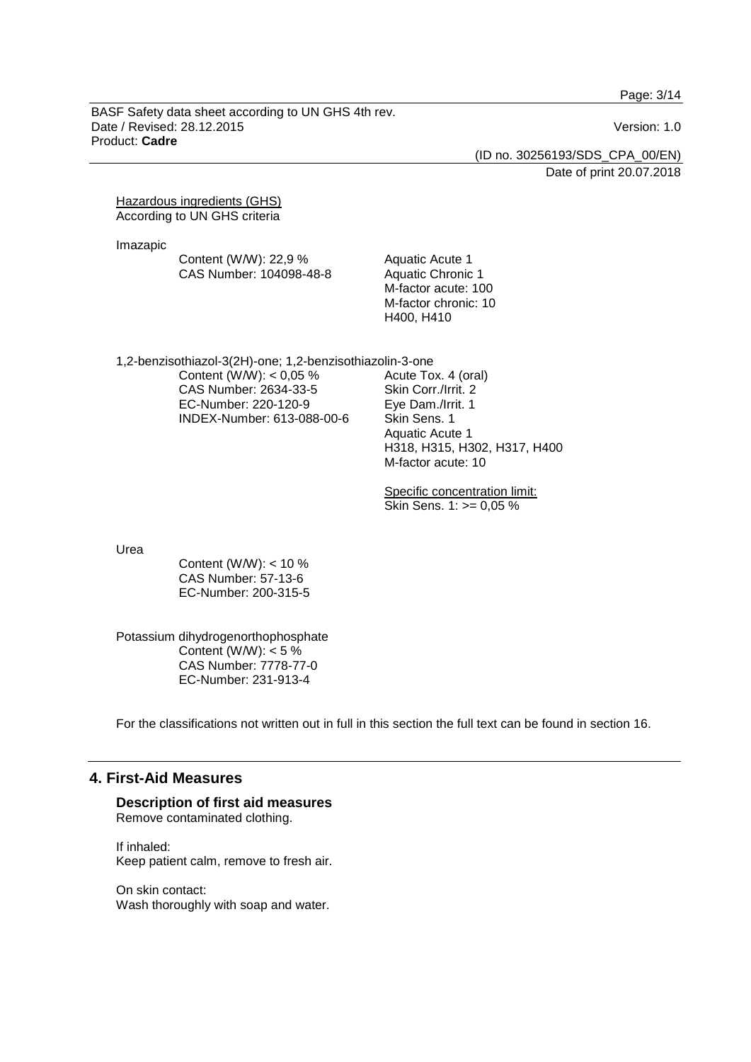Hazardous ingredients (GHS)
According to UN GHS criteria

Imazapic

Content (W/W): 22,9 %
CAS Number: 104098-48-8

Aquatic Acute 1
Aquatic Chronic 1
M-factor acute: 100
M-factor chronic: 10
H400, H410

1,2-benzisothiazol-3(2H)-one; 1,2-benzisothiazolin-3-one

Content (W/W): < 0,05 %
CAS Number: 2634-33-5
EC-Number: 220-120-9
INDEX-Number: 613-088-00-6

Acute Tox. 4 (oral)
Skin Corr./Irrit. 2
Eye Dam./Irrit. 1
Skin Sens. 1
Aquatic Acute 1
H318, H315, H302, H317, H400
M-factor acute: 10

Specific concentration limit:
Skin Sens. 1: >= 0,05 %

Urea

Content (W/W): < 10 %
CAS Number: 57-13-6
EC-Number: 200-315-5

Potassium dihydrogenorthophosphate

Content (W/W): < 5 %
CAS Number: 7778-77-0
EC-Number: 231-913-4

For the classifications not written out in full in this section the full text can be found in section 16.

## 4. First-Aid Measures

### Description of first aid measures

Remove contaminated clothing.

If inhaled:
Keep patient calm, remove to fresh air.

On skin contact:
Wash thoroughly with soap and water.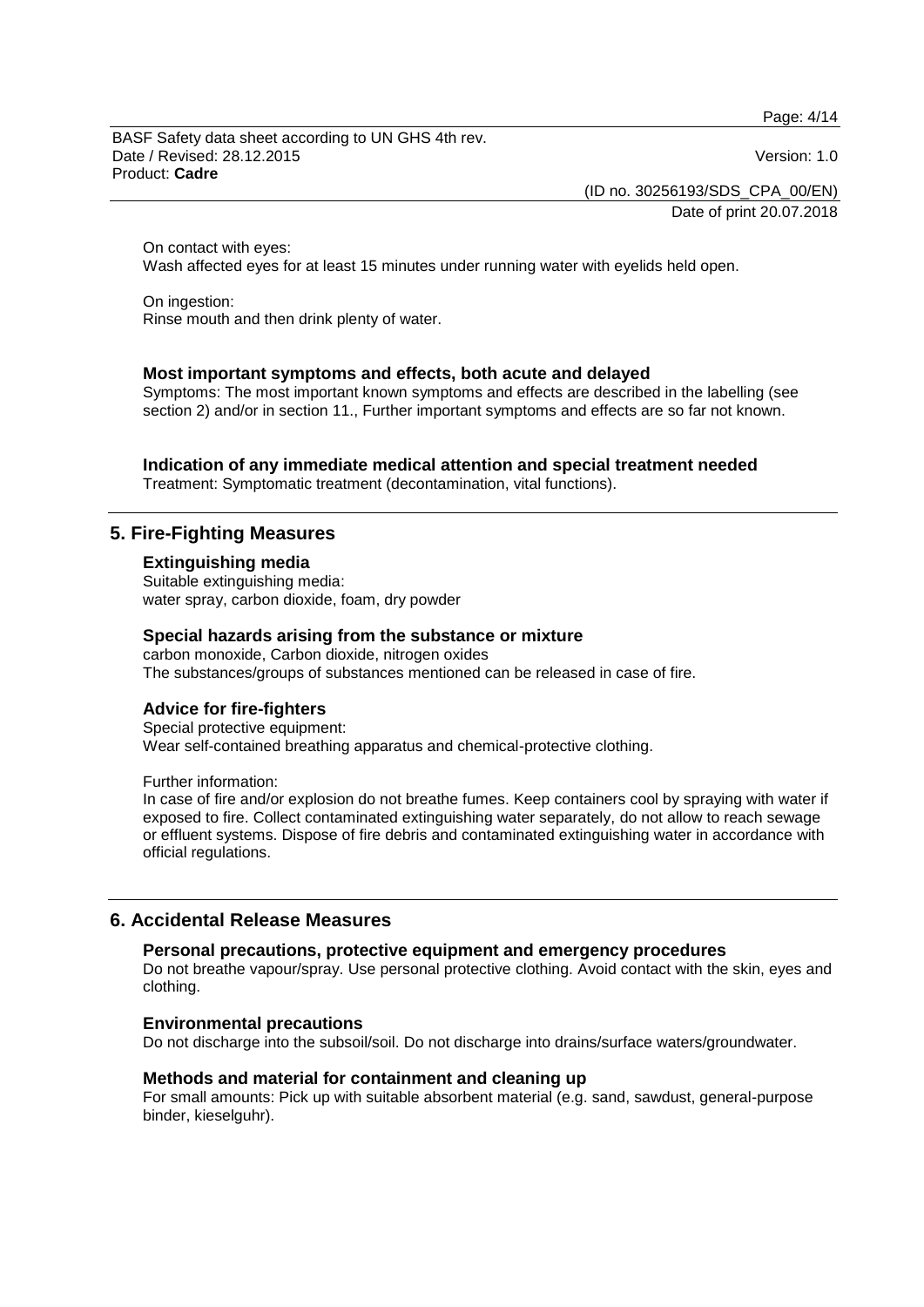On contact with eyes:
Wash affected eyes for at least 15 minutes under running water with eyelids held open.

On ingestion:
Rinse mouth and then drink plenty of water.

### Most important symptoms and effects, both acute and delayed

Symptoms: The most important known symptoms and effects are described in the labelling (see section 2) and/or in section 11., Further important symptoms and effects are so far not known.

### Indication of any immediate medical attention and special treatment needed

Treatment: Symptomatic treatment (decontamination, vital functions).

## 5. Fire-Fighting Measures

### Extinguishing media

Suitable extinguishing media:
water spray, carbon dioxide, foam, dry powder

### Special hazards arising from the substance or mixture

carbon monoxide, Carbon dioxide, nitrogen oxides
The substances/groups of substances mentioned can be released in case of fire.

### Advice for fire-fighters

Special protective equipment:
Wear self-contained breathing apparatus and chemical-protective clothing.

Further information:
In case of fire and/or explosion do not breathe fumes. Keep containers cool by spraying with water if exposed to fire. Collect contaminated extinguishing water separately, do not allow to reach sewage or effluent systems. Dispose of fire debris and contaminated extinguishing water in accordance with official regulations.

## 6. Accidental Release Measures

### Personal precautions, protective equipment and emergency procedures

Do not breathe vapour/spray. Use personal protective clothing. Avoid contact with the skin, eyes and clothing.

### Environmental precautions

Do not discharge into the subsoil/soil. Do not discharge into drains/surface waters/groundwater.

### Methods and material for containment and cleaning up

For small amounts: Pick up with suitable absorbent material (e.g. sand, sawdust, general-purpose binder, kieselguhr).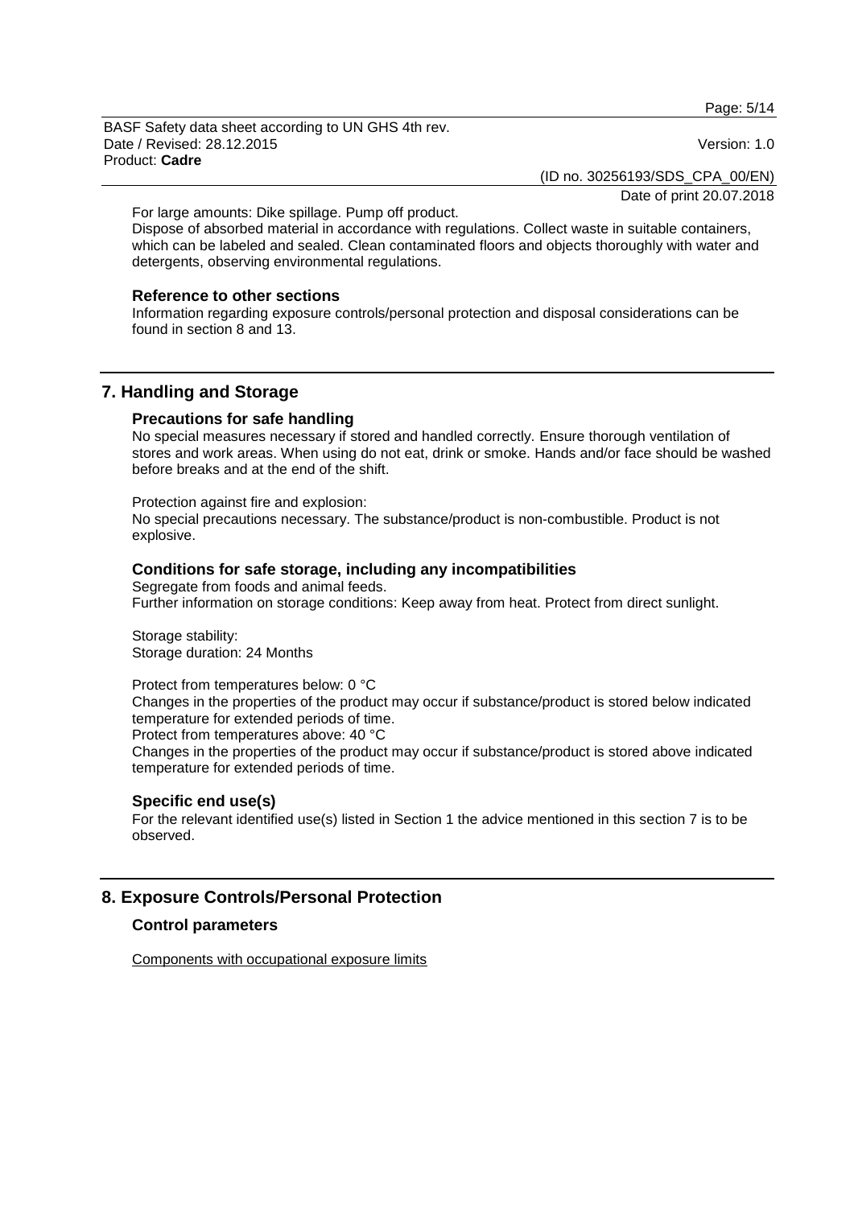For large amounts: Dike spillage. Pump off product.
Dispose of absorbed material in accordance with regulations. Collect waste in suitable containers, which can be labeled and sealed. Clean contaminated floors and objects thoroughly with water and detergents, observing environmental regulations.

### Reference to other sections

Information regarding exposure controls/personal protection and disposal considerations can be found in section 8 and 13.

## 7. Handling and Storage

### Precautions for safe handling

No special measures necessary if stored and handled correctly. Ensure thorough ventilation of stores and work areas. When using do not eat, drink or smoke. Hands and/or face should be washed before breaks and at the end of the shift.

Protection against fire and explosion:
No special precautions necessary. The substance/product is non-combustible. Product is not explosive.

### Conditions for safe storage, including any incompatibilities

Segregate from foods and animal feeds.
Further information on storage conditions: Keep away from heat. Protect from direct sunlight.

Storage stability:
Storage duration: 24 Months

Protect from temperatures below: 0 °C
Changes in the properties of the product may occur if substance/product is stored below indicated temperature for extended periods of time.
Protect from temperatures above: 40 °C
Changes in the properties of the product may occur if substance/product is stored above indicated temperature for extended periods of time.

### Specific end use(s)

For the relevant identified use(s) listed in Section 1 the advice mentioned in this section 7 is to be observed.

## 8. Exposure Controls/Personal Protection

### Control parameters

Components with occupational exposure limits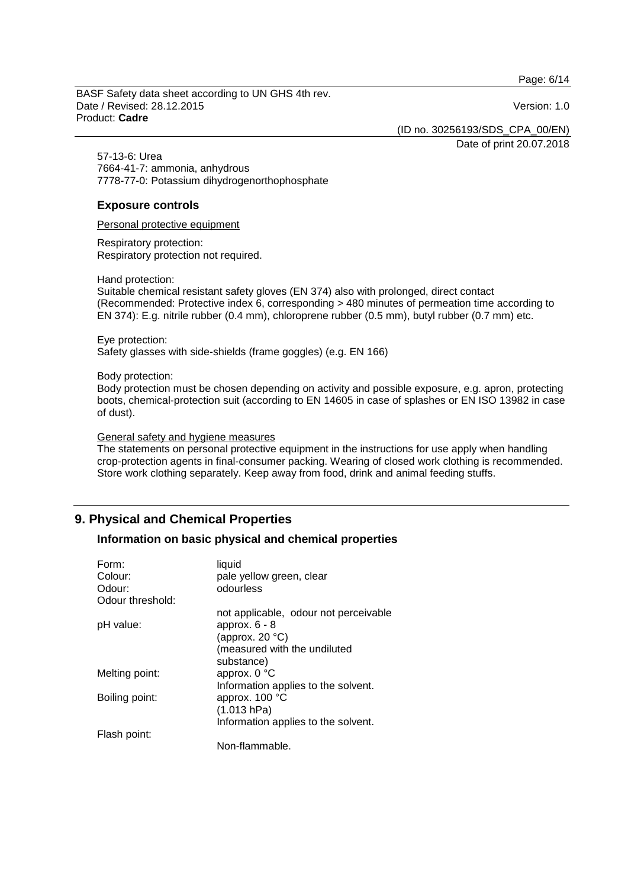57-13-6: Urea
7664-41-7: ammonia, anhydrous
7778-77-0: Potassium dihydrogenorthophosphate

### Exposure controls

Personal protective equipment

Respiratory protection:
Respiratory protection not required.

Hand protection:
Suitable chemical resistant safety gloves (EN 374) also with prolonged, direct contact (Recommended: Protective index 6, corresponding > 480 minutes of permeation time according to EN 374): E.g. nitrile rubber (0.4 mm), chloroprene rubber (0.5 mm), butyl rubber (0.7 mm) etc.

Eye protection:
Safety glasses with side-shields (frame goggles) (e.g. EN 166)

Body protection:
Body protection must be chosen depending on activity and possible exposure, e.g. apron, protecting boots, chemical-protection suit (according to EN 14605 in case of splashes or EN ISO 13982 in case of dust).

General safety and hygiene measures
The statements on personal protective equipment in the instructions for use apply when handling crop-protection agents in final-consumer packing. Wearing of closed work clothing is recommended. Store work clothing separately. Keep away from food, drink and animal feeding stuffs.

## 9. Physical and Chemical Properties

### Information on basic physical and chemical properties

| | |
|---|---|
| Form: | liquid |
| Colour: | pale yellow green, clear |
| Odour: | odourless |
| Odour threshold: | not applicable, odour not perceivable |
| pH value: | approx. 6 - 8 (approx. 20 °C) (measured with the undiluted substance) |
| Melting point: | approx. 0 °C Information applies to the solvent. |
| Boiling point: | approx. 100 °C (1.013 hPa) Information applies to the solvent. |
| Flash point: | Non-flammable. |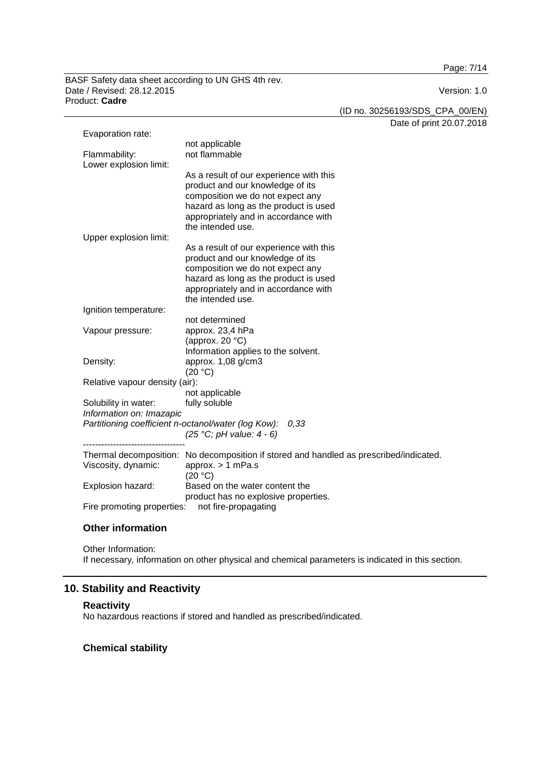Evaporation rate:
: not applicable

Flammability: not flammable

Lower explosion limit:
: As a result of our experience with this product and our knowledge of its composition we do not expect any hazard as long as the product is used appropriately and in accordance with the intended use.

Upper explosion limit:
: As a result of our experience with this product and our knowledge of its composition we do not expect any hazard as long as the product is used appropriately and in accordance with the intended use.

Ignition temperature:
: not determined

Vapour pressure: approx. 23,4 hPa
(approx. 20 °C)
Information applies to the solvent.

Density: approx. 1,08 g/cm3
(20 °C)

Relative vapour density (air):
: not applicable

Solubility in water: fully soluble

*Information on: Imazapic*
*Partitioning coefficient n-octanol/water (log Kow): 0,33*
*(25 °C; pH value: 4 - 6)*

----------------------------------

Thermal decomposition: No decomposition if stored and handled as prescribed/indicated.

Viscosity, dynamic: approx. > 1 mPa.s
(20 °C)

Explosion hazard: Based on the water content the product has no explosive properties.

Fire promoting properties: not fire-propagating

### Other information

Other Information:
If necessary, information on other physical and chemical parameters is indicated in this section.

## 10. Stability and Reactivity

### Reactivity

No hazardous reactions if stored and handled as prescribed/indicated.

### Chemical stability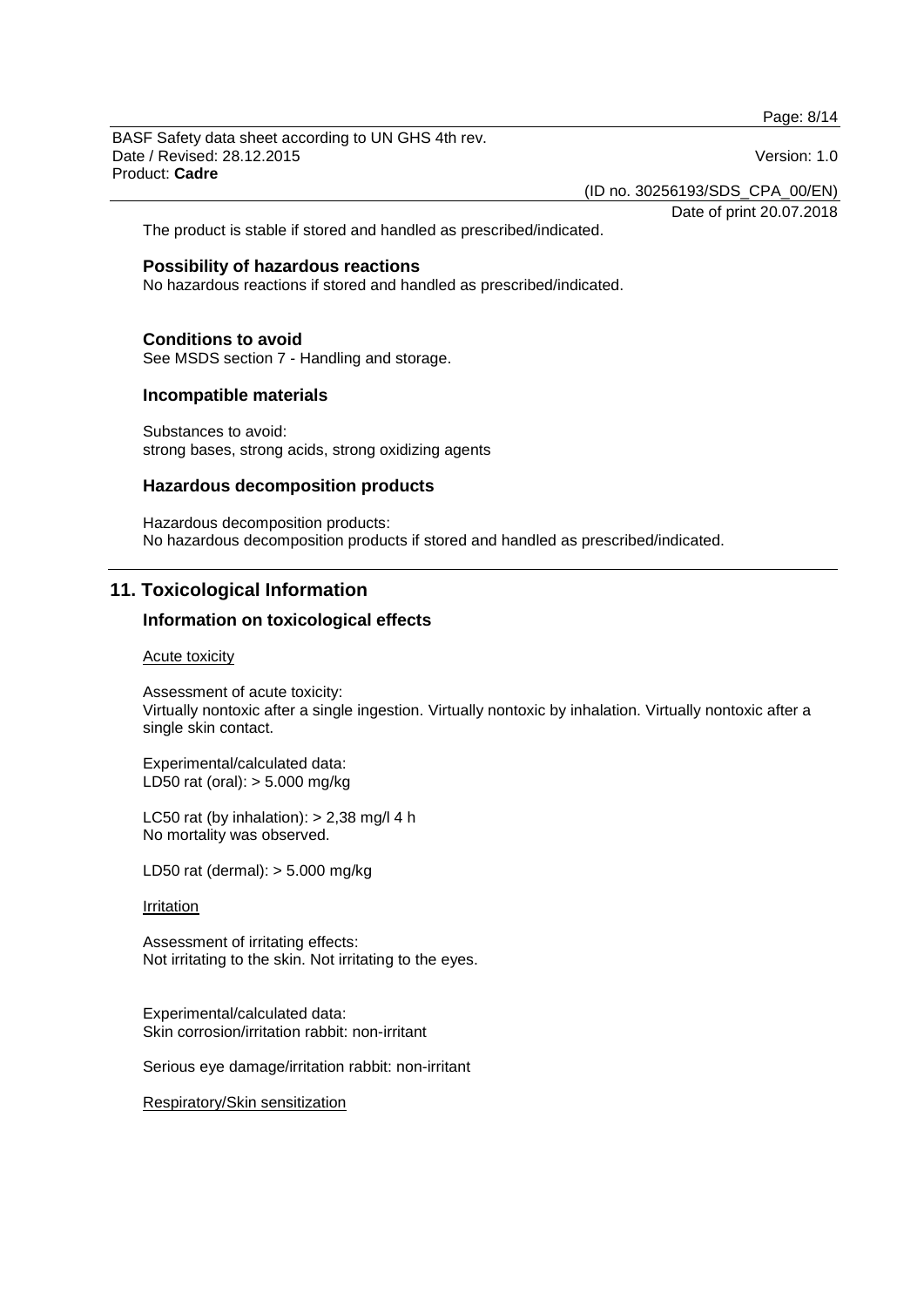The product is stable if stored and handled as prescribed/indicated.

### Possibility of hazardous reactions

No hazardous reactions if stored and handled as prescribed/indicated.

### Conditions to avoid

See MSDS section 7 - Handling and storage.

### Incompatible materials

Substances to avoid:
strong bases, strong acids, strong oxidizing agents

### Hazardous decomposition products

Hazardous decomposition products:
No hazardous decomposition products if stored and handled as prescribed/indicated.

## 11. Toxicological Information

### Information on toxicological effects

Acute toxicity

Assessment of acute toxicity:
Virtually nontoxic after a single ingestion. Virtually nontoxic by inhalation. Virtually nontoxic after a single skin contact.

Experimental/calculated data:
LD50 rat (oral): > 5.000 mg/kg

LC50 rat (by inhalation): > 2,38 mg/l 4 h
No mortality was observed.

LD50 rat (dermal): > 5.000 mg/kg

Irritation

Assessment of irritating effects:
Not irritating to the skin. Not irritating to the eyes.

Experimental/calculated data:
Skin corrosion/irritation rabbit: non-irritant

Serious eye damage/irritation rabbit: non-irritant

Respiratory/Skin sensitization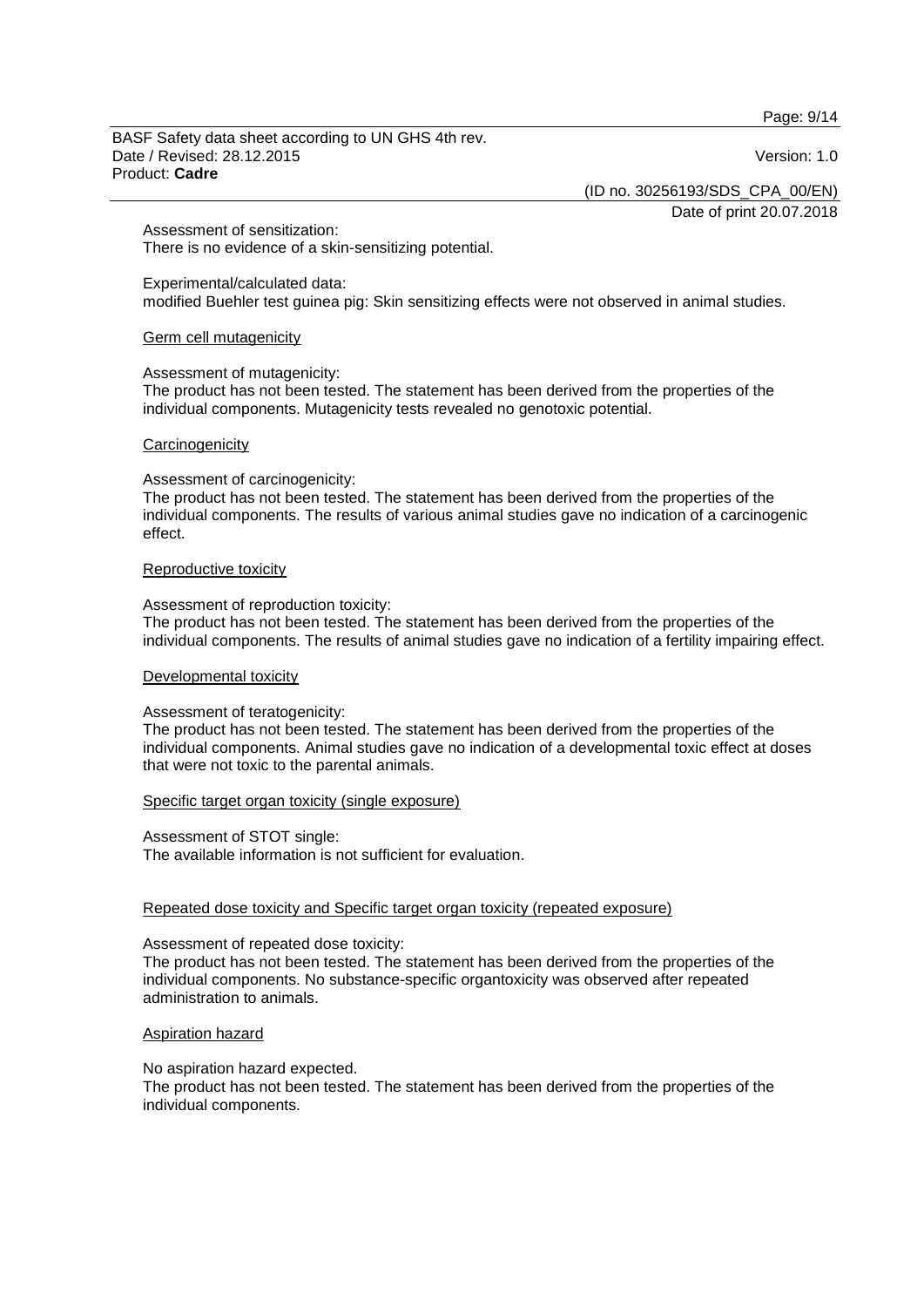Assessment of sensitization:
There is no evidence of a skin-sensitizing potential.

Experimental/calculated data:
modified Buehler test guinea pig: Skin sensitizing effects were not observed in animal studies.

Germ cell mutagenicity

Assessment of mutagenicity:
The product has not been tested. The statement has been derived from the properties of the individual components. Mutagenicity tests revealed no genotoxic potential.

Carcinogenicity

Assessment of carcinogenicity:
The product has not been tested. The statement has been derived from the properties of the individual components. The results of various animal studies gave no indication of a carcinogenic effect.

Reproductive toxicity

Assessment of reproduction toxicity:
The product has not been tested. The statement has been derived from the properties of the individual components. The results of animal studies gave no indication of a fertility impairing effect.

Developmental toxicity

Assessment of teratogenicity:
The product has not been tested. The statement has been derived from the properties of the individual components. Animal studies gave no indication of a developmental toxic effect at doses that were not toxic to the parental animals.

Specific target organ toxicity (single exposure)

Assessment of STOT single:
The available information is not sufficient for evaluation.

Repeated dose toxicity and Specific target organ toxicity (repeated exposure)

Assessment of repeated dose toxicity:
The product has not been tested. The statement has been derived from the properties of the individual components. No substance-specific organtoxicity was observed after repeated administration to animals.

Aspiration hazard

No aspiration hazard expected.
The product has not been tested. The statement has been derived from the properties of the individual components.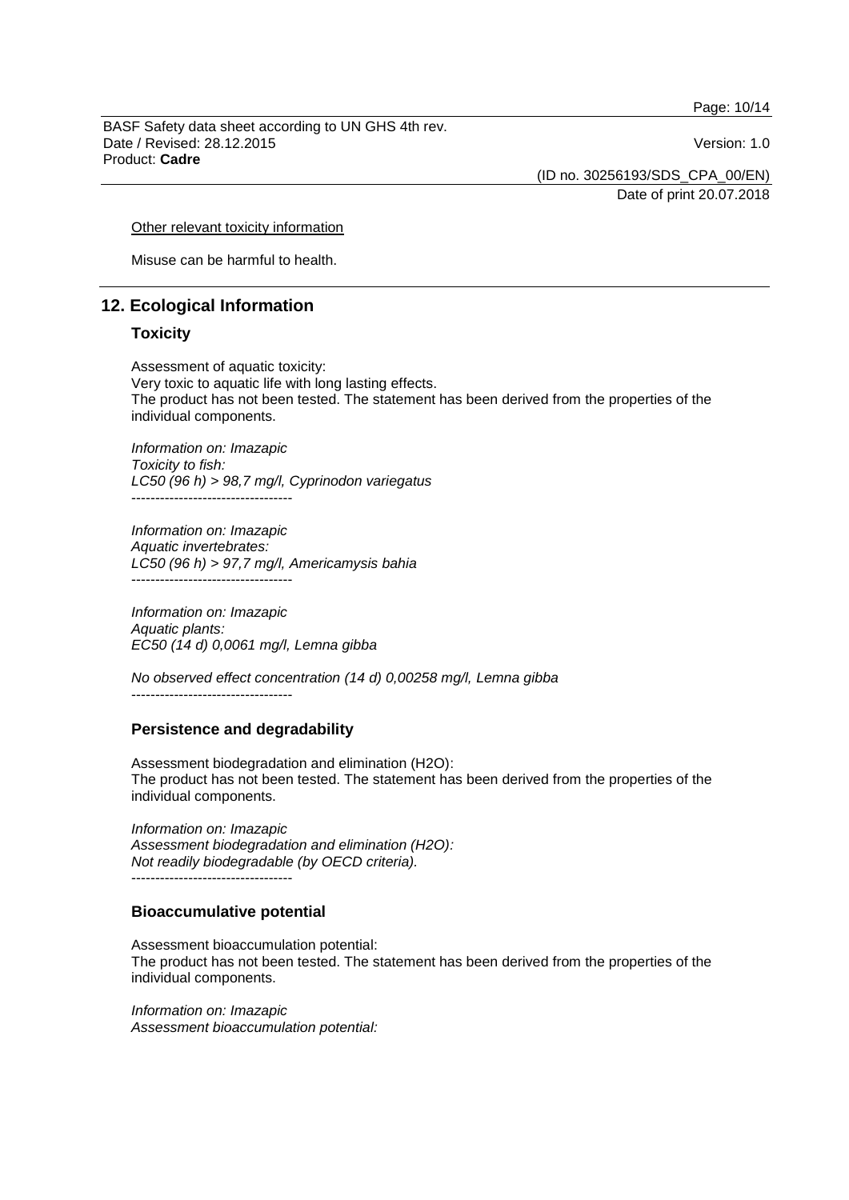Other relevant toxicity information

Misuse can be harmful to health.

## 12. Ecological Information

### Toxicity

Assessment of aquatic toxicity:
Very toxic to aquatic life with long lasting effects.
The product has not been tested. The statement has been derived from the properties of the individual components.

*Information on: Imazapic*
*Toxicity to fish:*
*LC50 (96 h) > 98,7 mg/l, Cyprinodon variegatus*
----------------------------------

*Information on: Imazapic*
*Aquatic invertebrates:*
*LC50 (96 h) > 97,7 mg/l, Americamysis bahia*
----------------------------------

*Information on: Imazapic*
*Aquatic plants:*
*EC50 (14 d) 0,0061 mg/l, Lemna gibba*

*No observed effect concentration (14 d) 0,00258 mg/l, Lemna gibba*
----------------------------------

### Persistence and degradability

Assessment biodegradation and elimination ($H_2O$):
The product has not been tested. The statement has been derived from the properties of the individual components.

*Information on: Imazapic*
*Assessment biodegradation and elimination ($H_2O$):*
*Not readily biodegradable (by OECD criteria).*
----------------------------------

### Bioaccumulative potential

Assessment bioaccumulation potential:
The product has not been tested. The statement has been derived from the properties of the individual components.

*Information on: Imazapic*
*Assessment bioaccumulation potential:*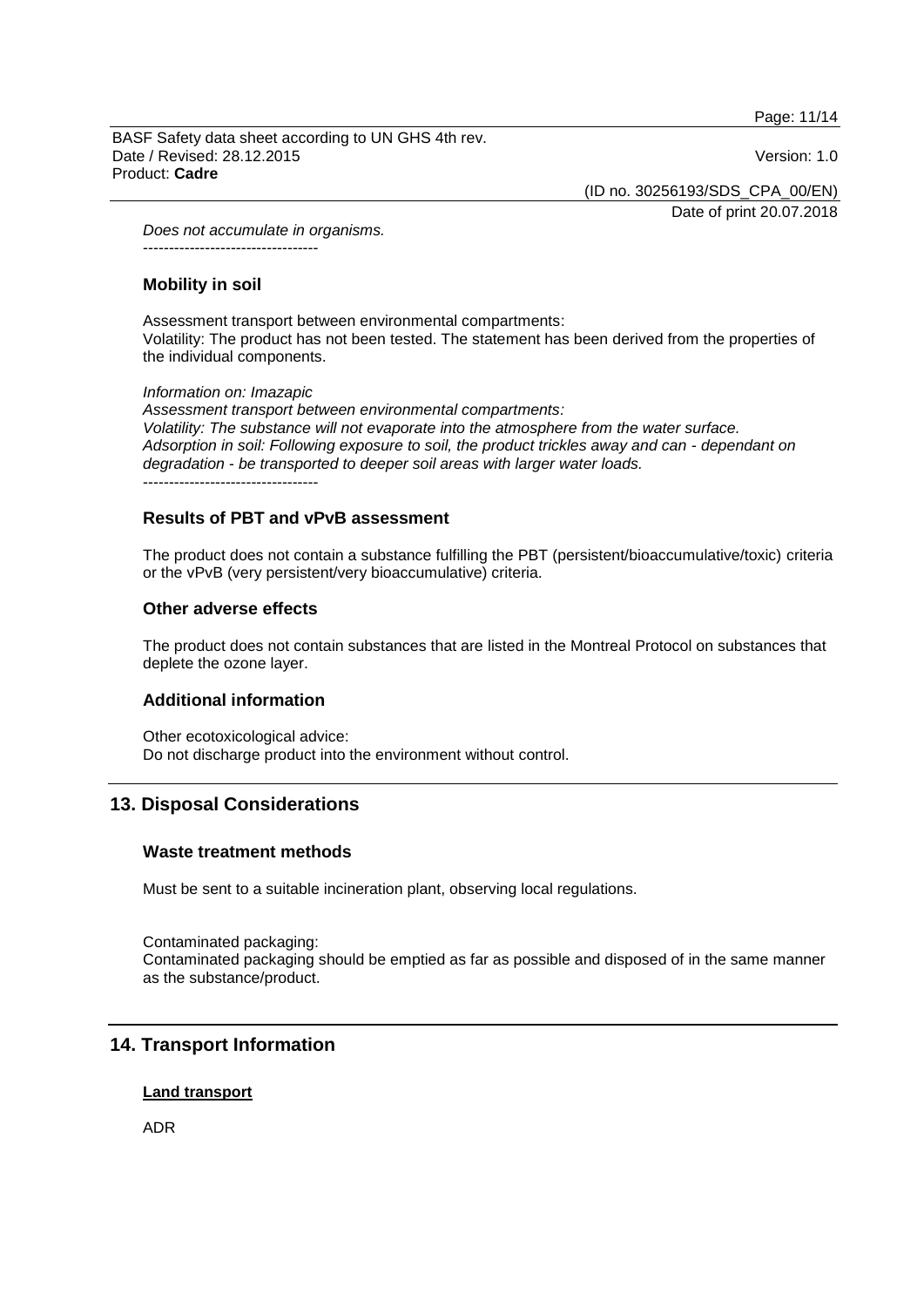*Does not accumulate in organisms.*

----------------------------------

### Mobility in soil

Assessment transport between environmental compartments:
Volatility: The product has not been tested. The statement has been derived from the properties of the individual components.

*Information on: Imazapic*
*Assessment transport between environmental compartments:*
*Volatility: The substance will not evaporate into the atmosphere from the water surface.*
*Adsorption in soil: Following exposure to soil, the product trickles away and can - dependant on degradation - be transported to deeper soil areas with larger water loads.*

----------------------------------

### Results of PBT and vPvB assessment

The product does not contain a substance fulfilling the PBT (persistent/bioaccumulative/toxic) criteria or the vPvB (very persistent/very bioaccumulative) criteria.

### Other adverse effects

The product does not contain substances that are listed in the Montreal Protocol on substances that deplete the ozone layer.

### Additional information

Other ecotoxicological advice:
Do not discharge product into the environment without control.

## 13. Disposal Considerations

### Waste treatment methods

Must be sent to a suitable incineration plant, observing local regulations.

Contaminated packaging:
Contaminated packaging should be emptied as far as possible and disposed of in the same manner as the substance/product.

## 14. Transport Information

**Land transport**

ADR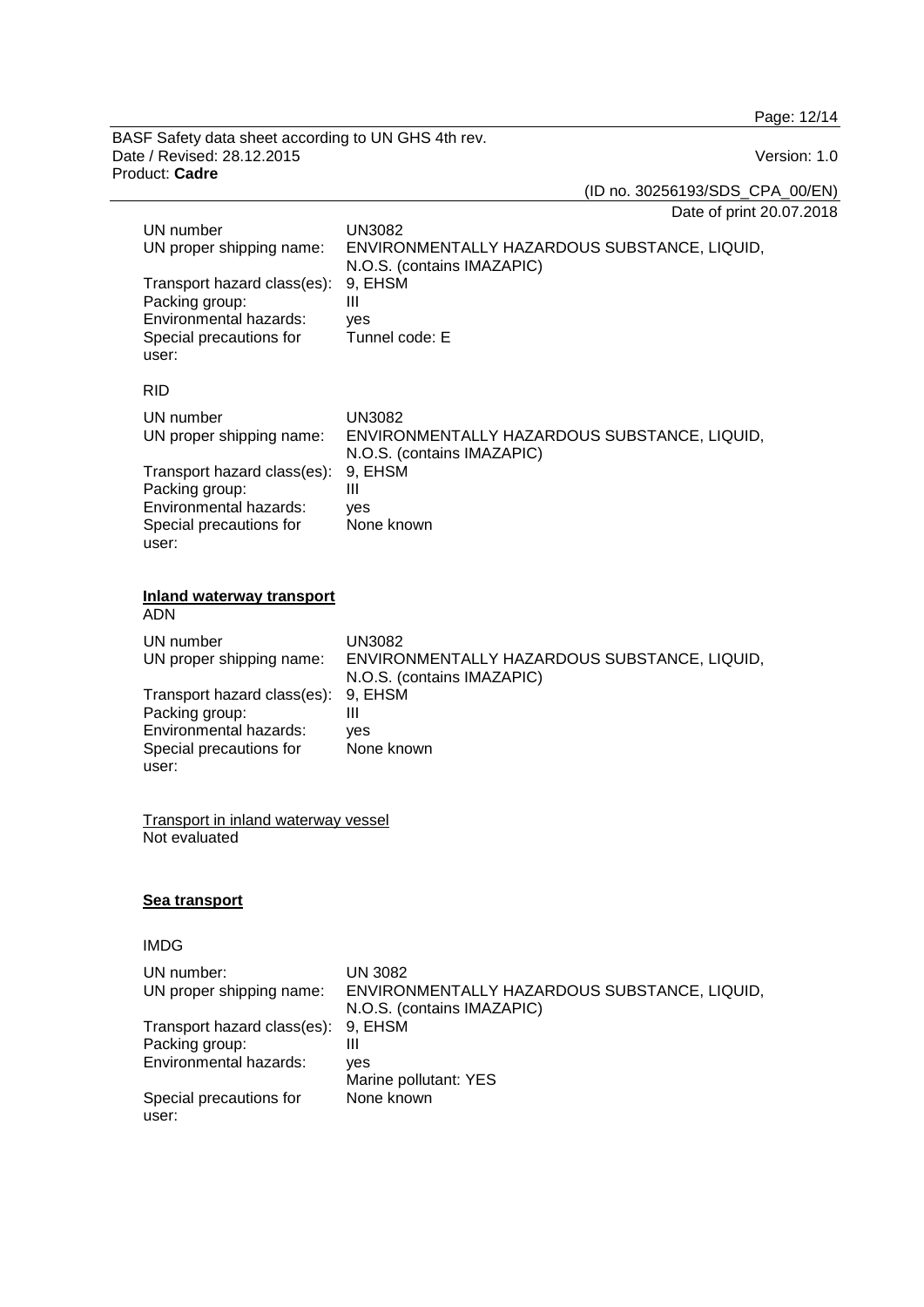| | |
|---|---|
| UN number | UN3082 |
| UN proper shipping name: | ENVIRONMENTALLY HAZARDOUS SUBSTANCE, LIQUID, N.O.S. (contains IMAZAPIC) |
| Transport hazard class(es): | 9, EHSM |
| Packing group: | III |
| Environmental hazards: | yes |
| Special precautions for user: | Tunnel code: E |

RID

| | |
|---|---|
| UN number | UN3082 |
| UN proper shipping name: | ENVIRONMENTALLY HAZARDOUS SUBSTANCE, LIQUID, N.O.S. (contains IMAZAPIC) |
| Transport hazard class(es): | 9, EHSM |
| Packing group: | III |
| Environmental hazards: | yes |
| Special precautions for user: | None known |

## Inland waterway transport

ADN

| | |
|---|---|
| UN number | UN3082 |
| UN proper shipping name: | ENVIRONMENTALLY HAZARDOUS SUBSTANCE, LIQUID, N.O.S. (contains IMAZAPIC) |
| Transport hazard class(es): | 9, EHSM |
| Packing group: | III |
| Environmental hazards: | yes |
| Special precautions for user: | None known |

Transport in inland waterway vessel

Not evaluated

## Sea transport

IMDG

| | |
|---|---|
| UN number: | UN 3082 |
| UN proper shipping name: | ENVIRONMENTALLY HAZARDOUS SUBSTANCE, LIQUID, N.O.S. (contains IMAZAPIC) |
| Transport hazard class(es): | 9, EHSM |
| Packing group: | III |
| Environmental hazards: | yes<br>Marine pollutant: YES |
| Special precautions for user: | None known |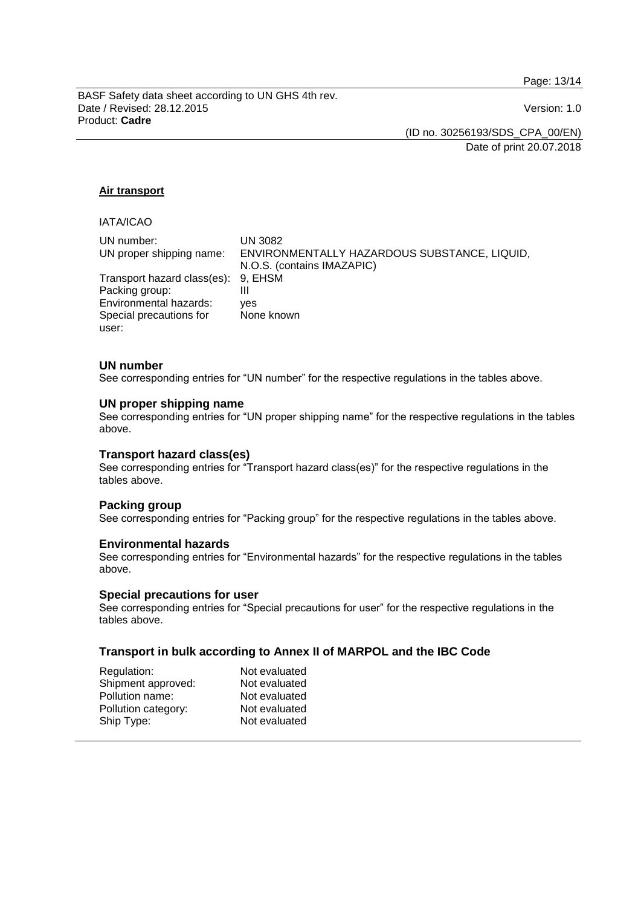**Air transport**

IATA/ICAO

| | |
|---|---|
| UN number: | UN 3082 |
| UN proper shipping name: | ENVIRONMENTALLY HAZARDOUS SUBSTANCE, LIQUID, N.O.S. (contains IMAZAPIC) |
| Transport hazard class(es): | 9, EHSM |
| Packing group: | III |
| Environmental hazards: | yes |
| Special precautions for user: | None known |

### UN number

See corresponding entries for “UN number” for the respective regulations in the tables above.

### UN proper shipping name

See corresponding entries for “UN proper shipping name” for the respective regulations in the tables above.

### Transport hazard class(es)

See corresponding entries for “Transport hazard class(es)” for the respective regulations in the tables above.

### Packing group

See corresponding entries for “Packing group” for the respective regulations in the tables above.

### Environmental hazards

See corresponding entries for “Environmental hazards” for the respective regulations in the tables above.

### Special precautions for user

See corresponding entries for “Special precautions for user” for the respective regulations in the tables above.

### Transport in bulk according to Annex II of MARPOL and the IBC Code

| | |
|---|---|
| Regulation: | Not evaluated |
| Shipment approved: | Not evaluated |
| Pollution name: | Not evaluated |
| Pollution category: | Not evaluated |
| Ship Type: | Not evaluated |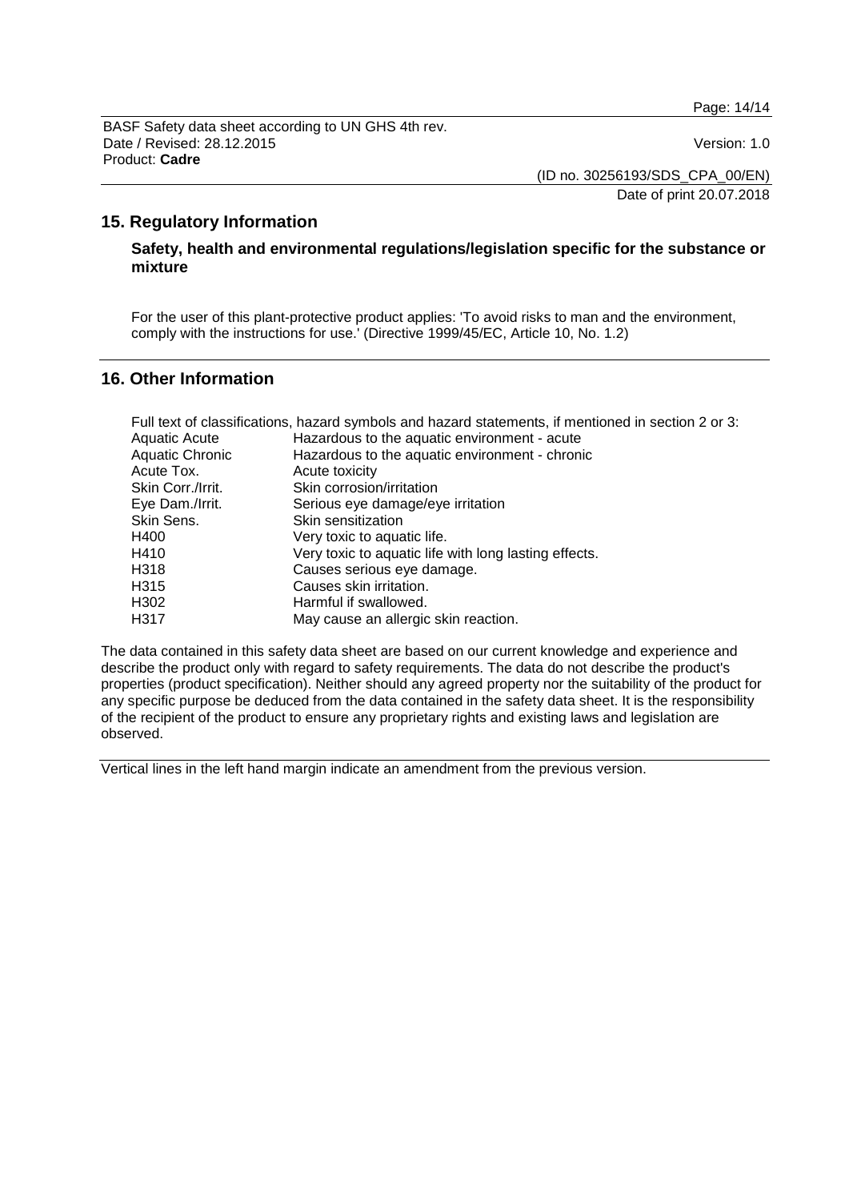## 15. Regulatory Information

### Safety, health and environmental regulations/legislation specific for the substance or mixture

For the user of this plant-protective product applies: 'To avoid risks to man and the environment, comply with the instructions for use.' (Directive 1999/45/EC, Article 10, No. 1.2)

## 16. Other Information

Full text of classifications, hazard symbols and hazard statements, if mentioned in section 2 or 3:

| | |
|---|---|
| Aquatic Acute | Hazardous to the aquatic environment - acute |
| Aquatic Chronic | Hazardous to the aquatic environment - chronic |
| Acute Tox. | Acute toxicity |
| Skin Corr./Irrit. | Skin corrosion/irritation |
| Eye Dam./Irrit. | Serious eye damage/eye irritation |
| Skin Sens. | Skin sensitization |
| H400 | Very toxic to aquatic life. |
| H410 | Very toxic to aquatic life with long lasting effects. |
| H318 | Causes serious eye damage. |
| H315 | Causes skin irritation. |
| H302 | Harmful if swallowed. |
| H317 | May cause an allergic skin reaction. |

The data contained in this safety data sheet are based on our current knowledge and experience and describe the product only with regard to safety requirements. The data do not describe the product's properties (product specification). Neither should any agreed property nor the suitability of the product for any specific purpose be deduced from the data contained in the safety data sheet. It is the responsibility of the recipient of the product to ensure any proprietary rights and existing laws and legislation are observed.

Vertical lines in the left hand margin indicate an amendment from the previous version.